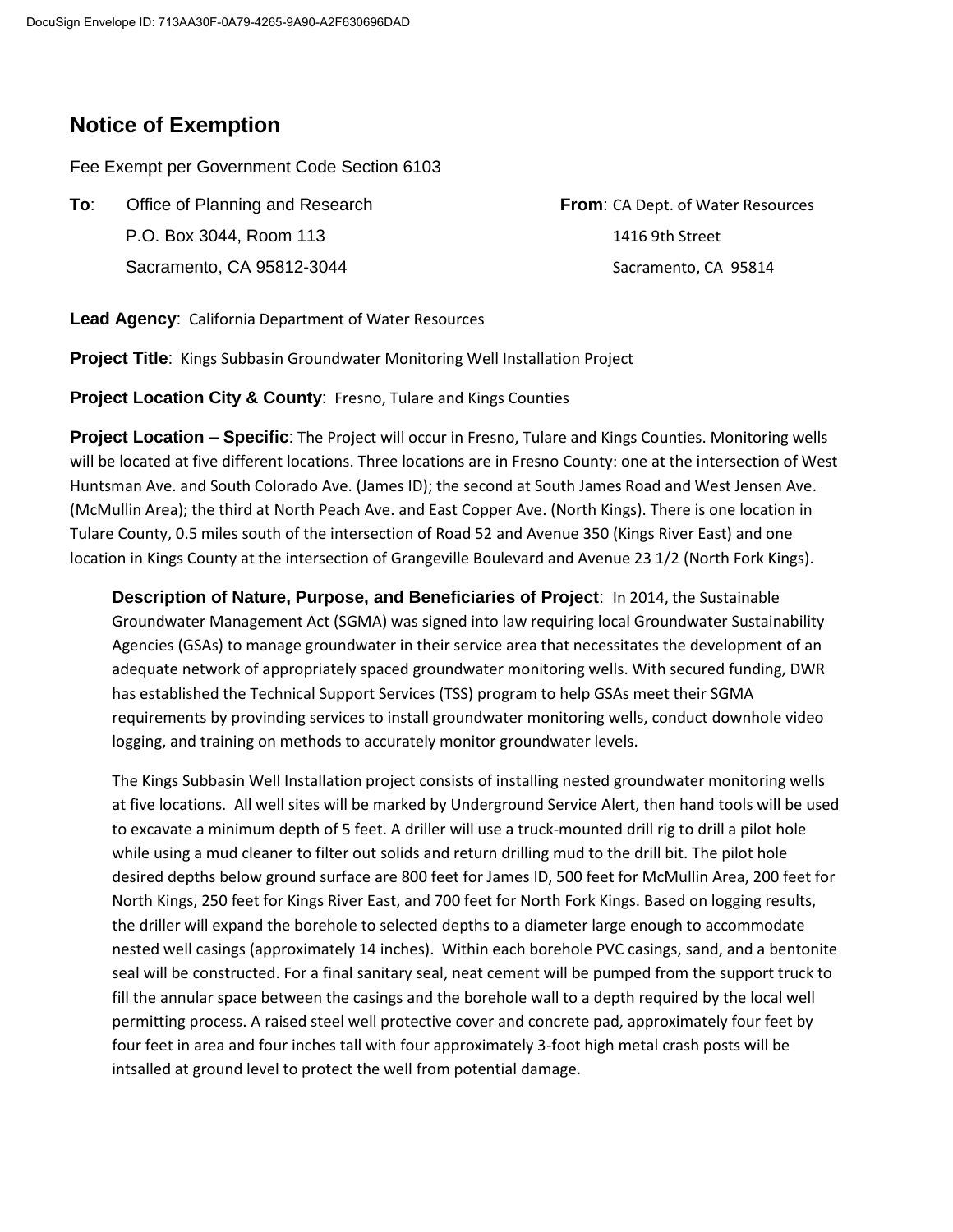DocuSign Envelope ID: 713AA30F-0A79-4265-9A90-A2F630696DAD

# Notice of Exemption

Fee Exempt per Government Code Section 6103

**To**: Office of Planning and Research
P.O. Box 3044, Room 113
Sacramento, CA 95812-3044

**From**: CA Dept. of Water Resources
1416 9th Street
Sacramento, CA 95814

**Lead Agency**: California Department of Water Resources

**Project Title**: Kings Subbasin Groundwater Monitoring Well Installation Project

**Project Location City & County**: Fresno, Tulare and Kings Counties

**Project Location – Specific**: The Project will occur in Fresno, Tulare and Kings Counties. Monitoring wells will be located at five different locations. Three locations are in Fresno County: one at the intersection of West Huntsman Ave. and South Colorado Ave. (James ID); the second at South James Road and West Jensen Ave. (McMullin Area); the third at North Peach Ave. and East Copper Ave. (North Kings). There is one location in Tulare County, 0.5 miles south of the intersection of Road 52 and Avenue 350 (Kings River East) and one location in Kings County at the intersection of Grangeville Boulevard and Avenue 23 1/2 (North Fork Kings).

**Description of Nature, Purpose, and Beneficiaries of Project**: In 2014, the Sustainable Groundwater Management Act (SGMA) was signed into law requiring local Groundwater Sustainability Agencies (GSAs) to manage groundwater in their service area that necessitates the development of an adequate network of appropriately spaced groundwater monitoring wells. With secured funding, DWR has established the Technical Support Services (TSS) program to help GSAs meet their SGMA requirements by provinding services to install groundwater monitoring wells, conduct downhole video logging, and training on methods to accurately monitor groundwater levels.

The Kings Subbasin Well Installation project consists of installing nested groundwater monitoring wells at five locations. All well sites will be marked by Underground Service Alert, then hand tools will be used to excavate a minimum depth of 5 feet. A driller will use a truck-mounted drill rig to drill a pilot hole while using a mud cleaner to filter out solids and return drilling mud to the drill bit. The pilot hole desired depths below ground surface are 800 feet for James ID, 500 feet for McMullin Area, 200 feet for North Kings, 250 feet for Kings River East, and 700 feet for North Fork Kings. Based on logging results, the driller will expand the borehole to selected depths to a diameter large enough to accommodate nested well casings (approximately 14 inches). Within each borehole PVC casings, sand, and a bentonite seal will be constructed. For a final sanitary seal, neat cement will be pumped from the support truck to fill the annular space between the casings and the borehole wall to a depth required by the local well permitting process. A raised steel well protective cover and concrete pad, approximately four feet by four feet in area and four inches tall with four approximately 3-foot high metal crash posts will be intsalled at ground level to protect the well from potential damage.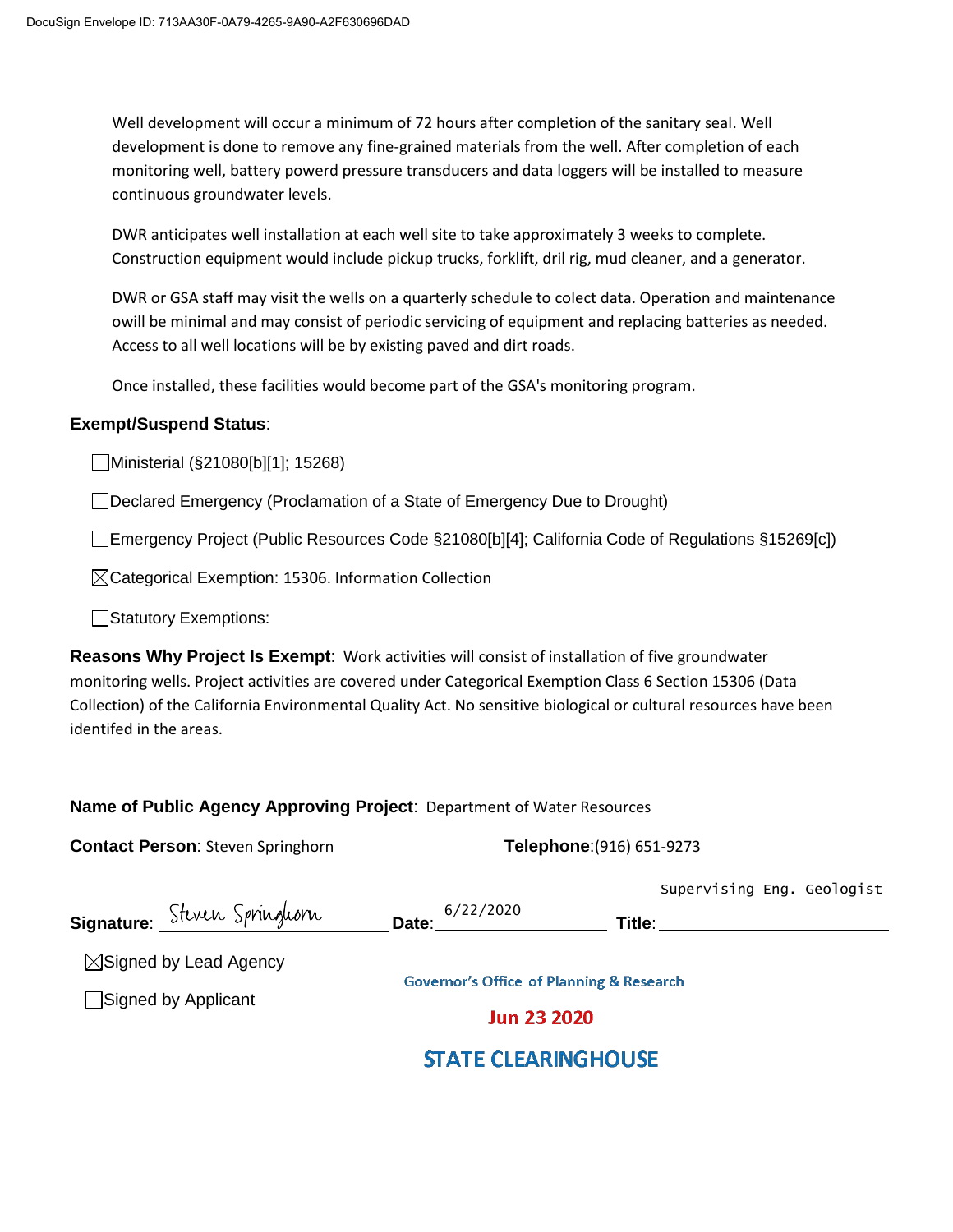Well development will occur a minimum of 72 hours after completion of the sanitary seal. Well development is done to remove any fine-grained materials from the well. After completion of each monitoring well, battery powerd pressure transducers and data loggers will be installed to measure continuous groundwater levels.

DWR anticipates well installation at each well site to take approximately 3 weeks to complete. Construction equipment would include pickup trucks, forklift, dril rig, mud cleaner, and a generator.

DWR or GSA staff may visit the wells on a quarterly schedule to colect data. Operation and maintenance owill be minimal and may consist of periodic servicing of equipment and replacing batteries as needed. Access to all well locations will be by existing paved and dirt roads.

Once installed, these facilities would become part of the GSA's monitoring program.

**Exempt/Suspend Status**:

☐ Ministerial (§21080[b][1]; 15268)

☐ Declared Emergency (Proclamation of a State of Emergency Due to Drought)

☐ Emergency Project (Public Resources Code §21080[b][4]; California Code of Regulations §15269[c])

☒ Categorical Exemption: 15306. Information Collection

☐ Statutory Exemptions:

**Reasons Why Project Is Exempt**: Work activities will consist of installation of five groundwater monitoring wells. Project activities are covered under Categorical Exemption Class 6 Section 15306 (Data Collection) of the California Environmental Quality Act. No sensitive biological or cultural resources have been identifed in the areas.

**Name of Public Agency Approving Project**: Department of Water Resources

**Contact Person**: Steven Springhorn **Telephone**: (916) 651-9273

**Signature**: Steven Springhorn **Date**: 6/22/2020 **Title**: Supervising Eng. Geologist

☒ Signed by Lead Agency

☐ Signed by Applicant

Governor's Office of Planning & Research

Jun 23 2020

STATE CLEARINGHOUSE